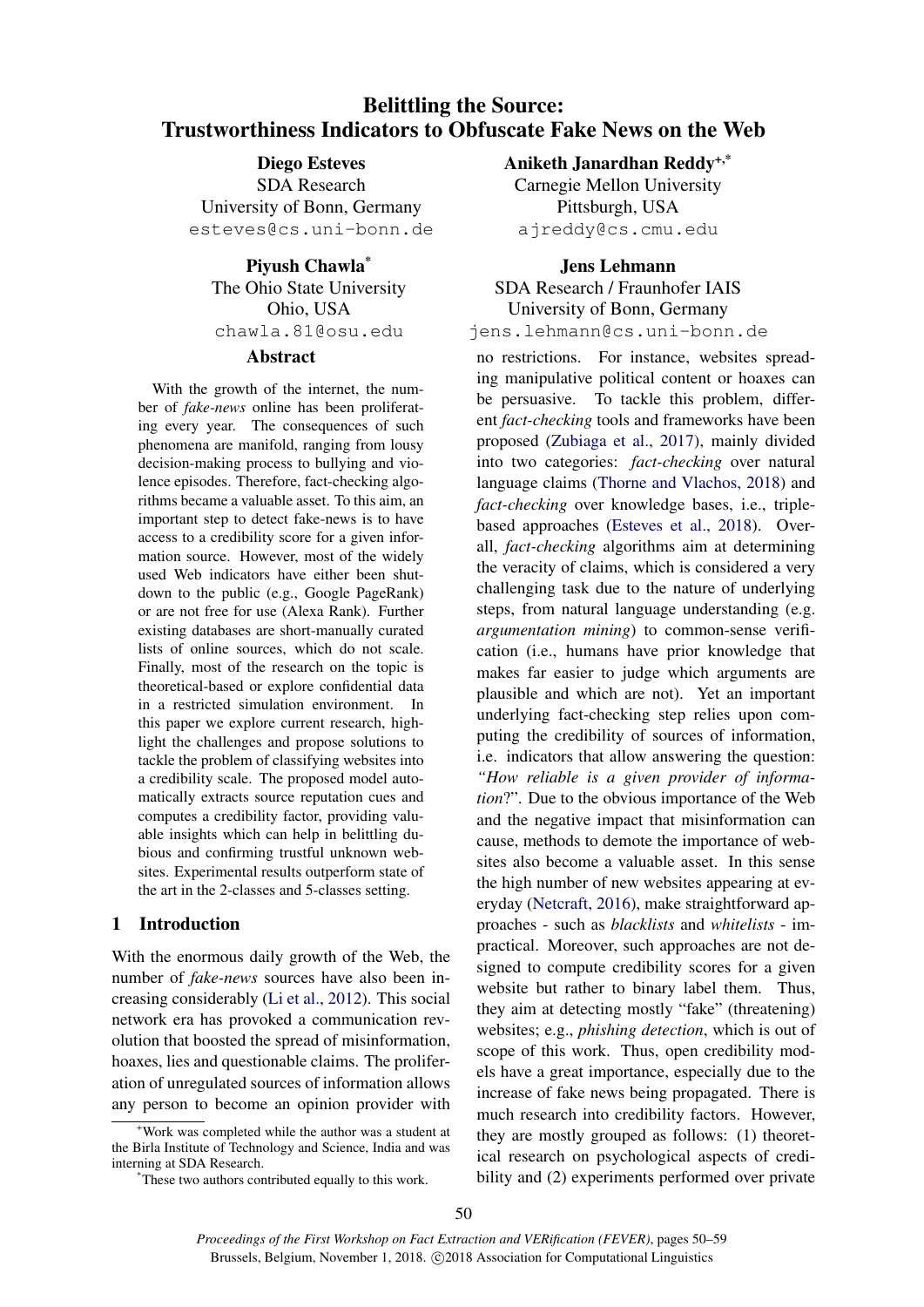# Belittling the Source: Trustworthiness Indicators to Obfuscate Fake News on the Web

**Diego Esteves**
SDA Research
University of Bonn, Germany
esteves@cs.uni-bonn.de

**Aniketh Janardhan Reddy**[+,*]
Carnegie Mellon University
Pittsburgh, USA
ajreddy@cs.cmu.edu

**Piyush Chawla**[*]
The Ohio State University
Ohio, USA
chawla.81@osu.edu

**Jens Lehmann**
SDA Research / Fraunhofer IAIS
University of Bonn, Germany
jens.lehmann@cs.uni-bonn.de

## Abstract

With the growth of the internet, the number of *fake-news* online has been proliferating every year. The consequences of such phenomena are manifold, ranging from lousy decision-making process to bullying and violence episodes. Therefore, fact-checking algorithms became a valuable asset. To this aim, an important step to detect fake-news is to have access to a credibility score for a given information source. However, most of the widely used Web indicators have either been shut-down to the public (e.g., Google PageRank) or are not free for use (Alexa Rank). Further existing databases are short-manually curated lists of online sources, which do not scale. Finally, most of the research on the topic is theoretical-based or explore confidential data in a restricted simulation environment. In this paper we explore current research, highlight the challenges and propose solutions to tackle the problem of classifying websites into a credibility scale. The proposed model automatically extracts source reputation cues and computes a credibility factor, providing valuable insights which can help in belittling dubious and confirming trustful unknown websites. Experimental results outperform state of the art in the 2-classes and 5-classes setting.

## 1 Introduction

With the enormous daily growth of the Web, the number of *fake-news* sources have also been increasing considerably (Li et al., 2012). This social network era has provoked a communication revolution that boosted the spread of misinformation, hoaxes, lies and questionable claims. The proliferation of unregulated sources of information allows any person to become an opinion provider with no restrictions. For instance, websites spreading manipulative political content or hoaxes can be persuasive. To tackle this problem, different *fact-checking* tools and frameworks have been proposed (Zubiaga et al., 2017), mainly divided into two categories: *fact-checking* over natural language claims (Thorne and Vlachos, 2018) and *fact-checking* over knowledge bases, i.e., triple-based approaches (Esteves et al., 2018). Overall, *fact-checking* algorithms aim at determining the veracity of claims, which is considered a very challenging task due to the nature of underlying steps, from natural language understanding (e.g. *argumentation mining*) to common-sense verification (i.e., humans have prior knowledge that makes far easier to judge which arguments are plausible and which are not). Yet an important underlying fact-checking step relies upon computing the credibility of sources of information, i.e. indicators that allow answering the question: *"How reliable is a given provider of information?"*. Due to the obvious importance of the Web and the negative impact that misinformation can cause, methods to demote the importance of websites also become a valuable asset. In this sense the high number of new websites appearing at everyday (Netcraft, 2016), make straightforward approaches - such as *blacklists* and *whitelists* - impractical. Moreover, such approaches are not designed to compute credibility scores for a given website but rather to binary label them. Thus, they aim at detecting mostly "fake" (threatening) websites; e.g., *phishing detection*, which is out of scope of this work. Thus, open credibility models have a great importance, especially due to the increase of fake news being propagated. There is much research into credibility factors. However, they are mostly grouped as follows: (1) theoretical research on psychological aspects of credibility and (2) experiments performed over private

[+]Work was completed while the author was a student at the Birla Institute of Technology and Science, India and was interning at SDA Research.

[*]These two authors contributed equally to this work.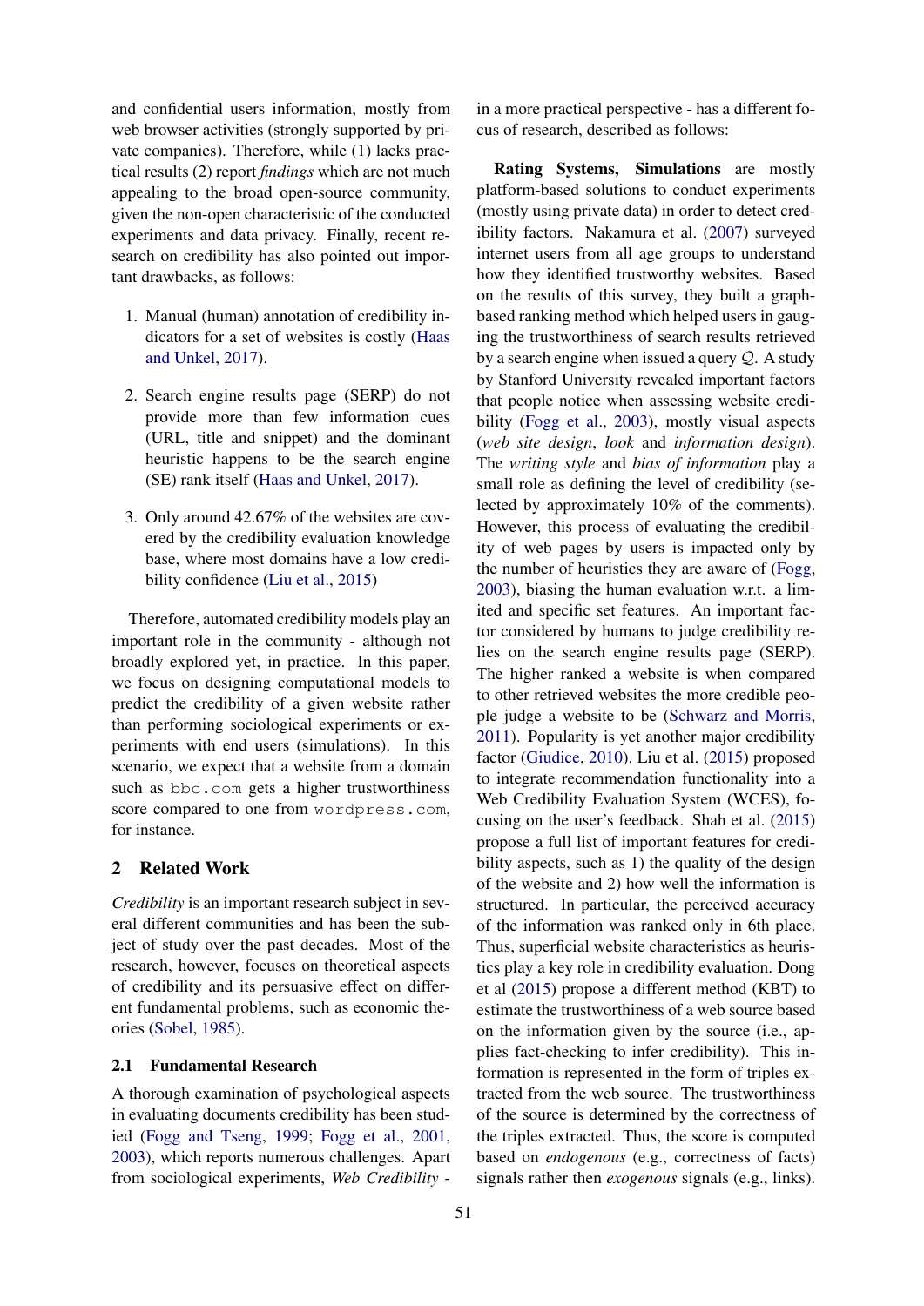and confidential users information, mostly from web browser activities (strongly supported by private companies). Therefore, while (1) lacks practical results (2) report *findings* which are not much appealing to the broad open-source community, given the non-open characteristic of the conducted experiments and data privacy. Finally, recent research on credibility has also pointed out important drawbacks, as follows:

1. Manual (human) annotation of credibility indicators for a set of websites is costly (Haas and Unkel, 2017).

2. Search engine results page (SERP) do not provide more than few information cues (URL, title and snippet) and the dominant heuristic happens to be the search engine (SE) rank itself (Haas and Unkel, 2017).

3. Only around 42.67% of the websites are covered by the credibility evaluation knowledge base, where most domains have a low credibility confidence (Liu et al., 2015)

Therefore, automated credibility models play an important role in the community - although not broadly explored yet, in practice. In this paper, we focus on designing computational models to predict the credibility of a given website rather than performing sociological experiments or experiments with end users (simulations). In this scenario, we expect that a website from a domain such as `bbc.com` gets a higher trustworthiness score compared to one from `wordpress.com`, for instance.

## 2 Related Work

*Credibility* is an important research subject in several different communities and has been the subject of study over the past decades. Most of the research, however, focuses on theoretical aspects of credibility and its persuasive effect on different fundamental problems, such as economic theories (Sobel, 1985).

### 2.1 Fundamental Research

A thorough examination of psychological aspects in evaluating documents credibility has been studied (Fogg and Tseng, 1999; Fogg et al., 2001, 2003), which reports numerous challenges. Apart from sociological experiments, *Web Credibility* - in a more practical perspective - has a different focus of research, described as follows:

**Rating Systems, Simulations** are mostly platform-based solutions to conduct experiments (mostly using private data) in order to detect credibility factors. Nakamura et al. (2007) surveyed internet users from all age groups to understand how they identified trustworthy websites. Based on the results of this survey, they built a graph-based ranking method which helped users in gauging the trustworthiness of search results retrieved by a search engine when issued a query $Q$. A study by Stanford University revealed important factors that people notice when assessing website credibility (Fogg et al., 2003), mostly visual aspects (*web site design*, *look* and *information design*). The *writing style* and *bias of information* play a small role as defining the level of credibility (selected by approximately 10% of the comments). However, this process of evaluating the credibility of web pages by users is impacted only by the number of heuristics they are aware of (Fogg, 2003), biasing the human evaluation w.r.t. a limited and specific set features. An important factor considered by humans to judge credibility relies on the search engine results page (SERP). The higher ranked a website is when compared to other retrieved websites the more credible people judge a website to be (Schwarz and Morris, 2011). Popularity is yet another major credibility factor (Giudice, 2010). Liu et al. (2015) proposed to integrate recommendation functionality into a Web Credibility Evaluation System (WCES), focusing on the user's feedback. Shah et al. (2015) propose a full list of important features for credibility aspects, such as 1) the quality of the design of the website and 2) how well the information is structured. In particular, the perceived accuracy of the information was ranked only in 6th place. Thus, superficial website characteristics as heuristics play a key role in credibility evaluation. Dong et al (2015) propose a different method (KBT) to estimate the trustworthiness of a web source based on the information given by the source (i.e., applies fact-checking to infer credibility). This information is represented in the form of triples extracted from the web source. The trustworthiness of the source is determined by the correctness of the triples extracted. Thus, the score is computed based on *endogenous* (e.g., correctness of facts) signals rather then *exogenous* signals (e.g., links).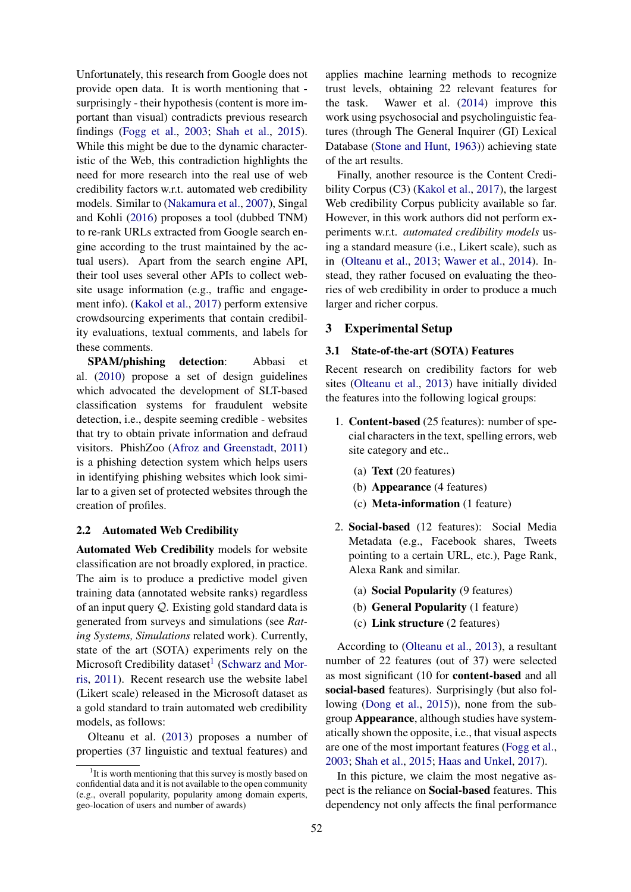Unfortunately, this research from Google does not provide open data. It is worth mentioning that - surprisingly - their hypothesis (content is more important than visual) contradicts previous research findings (Fogg et al., 2003; Shah et al., 2015). While this might be due to the dynamic characteristic of the Web, this contradiction highlights the need for more research into the real use of web credibility factors w.r.t. automated web credibility models. Similar to (Nakamura et al., 2007), Singal and Kohli (2016) proposes a tool (dubbed TNM) to re-rank URLs extracted from Google search engine according to the trust maintained by the actual users). Apart from the search engine API, their tool uses several other APIs to collect website usage information (e.g., traffic and engagement info). (Kakol et al., 2017) perform extensive crowdsourcing experiments that contain credibility evaluations, textual comments, and labels for these comments.

**SPAM/phishing detection**: Abbasi et al. (2010) propose a set of design guidelines which advocated the development of SLT-based classification systems for fraudulent website detection, i.e., despite seeming credible - websites that try to obtain private information and defraud visitors. PhishZoo (Afroz and Greenstadt, 2011) is a phishing detection system which helps users in identifying phishing websites which look similar to a given set of protected websites through the creation of profiles.

### 2.2 Automated Web Credibility

**Automated Web Credibility** models for website classification are not broadly explored, in practice. The aim is to produce a predictive model given training data (annotated website ranks) regardless of an input query $\mathcal{Q}$. Existing gold standard data is generated from surveys and simulations (see *Rating Systems, Simulations* related work). Currently, state of the art (SOTA) experiments rely on the Microsoft Credibility dataset[1] (Schwarz and Morris, 2011). Recent research use the website label (Likert scale) released in the Microsoft dataset as a gold standard to train automated web credibility models, as follows:

Olteanu et al. (2013) proposes a number of properties (37 linguistic and textual features) and applies machine learning methods to recognize trust levels, obtaining 22 relevant features for the task. Wawer et al. (2014) improve this work using psychosocial and psycholinguistic features (through The General Inquirer (GI) Lexical Database (Stone and Hunt, 1963)) achieving state of the art results.

Finally, another resource is the Content Credibility Corpus (C3) (Kakol et al., 2017), the largest Web credibility Corpus publicity available so far. However, in this work authors did not perform experiments w.r.t. *automated credibility models* using a standard measure (i.e., Likert scale), such as in (Olteanu et al., 2013; Wawer et al., 2014). Instead, they rather focused on evaluating the theories of web credibility in order to produce a much larger and richer corpus.

[1] It is worth mentioning that this survey is mostly based on confidential data and it is not available to the open community (e.g., overall popularity, popularity among domain experts, geo-location of users and number of awards)

## 3 Experimental Setup

### 3.1 State-of-the-art (SOTA) Features

Recent research on credibility factors for web sites (Olteanu et al., 2013) have initially divided the features into the following logical groups:

1. **Content-based** (25 features): number of special characters in the text, spelling errors, web site category and etc..
   - (a) **Text** (20 features)
   - (b) **Appearance** (4 features)
   - (c) **Meta-information** (1 feature)
2. **Social-based** (12 features): Social Media Metadata (e.g., Facebook shares, Tweets pointing to a certain URL, etc.), Page Rank, Alexa Rank and similar.
   - (a) **Social Popularity** (9 features)
   - (b) **General Popularity** (1 feature)
   - (c) **Link structure** (2 features)

According to (Olteanu et al., 2013), a resultant number of 22 features (out of 37) were selected as most significant (10 for **content-based** and all **social-based** features). Surprisingly (but also following (Dong et al., 2015)), none from the subgroup **Appearance**, although studies have systematically shown the opposite, i.e., that visual aspects are one of the most important features (Fogg et al., 2003; Shah et al., 2015; Haas and Unkel, 2017).

In this picture, we claim the most negative aspect is the reliance on **Social-based** features. This dependency not only affects the final performance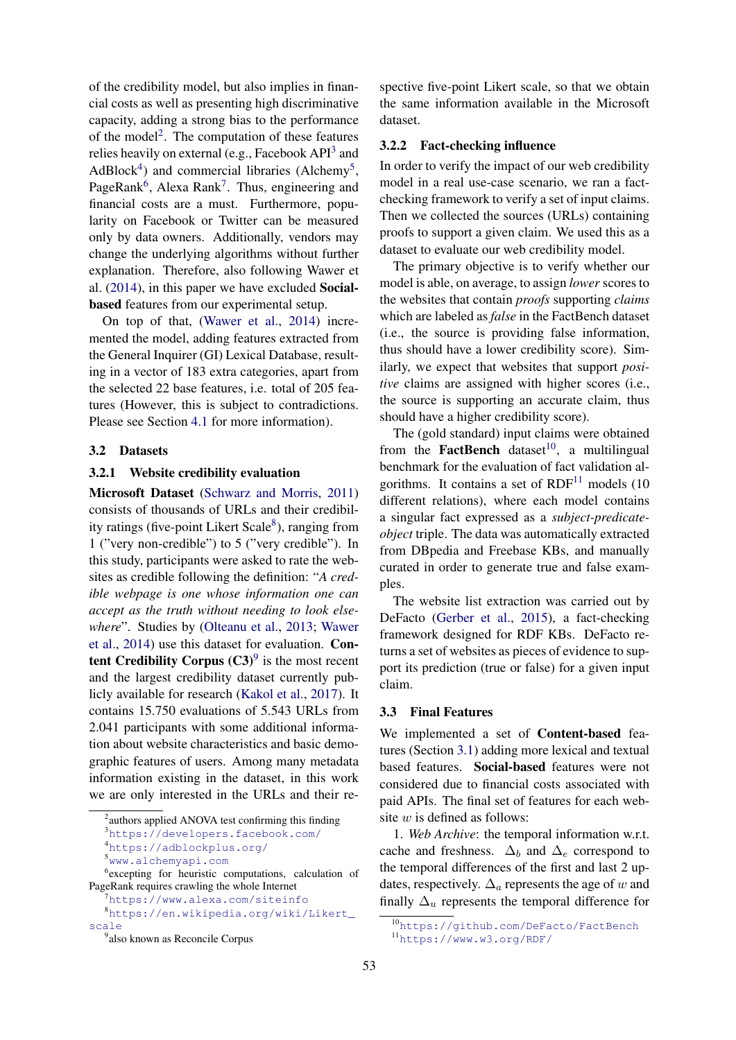of the credibility model, but also implies in financial costs as well as presenting high discriminative capacity, adding a strong bias to the performance of the model[2]. The computation of these features relies heavily on external (e.g., Facebook API[3] and AdBlock[4]) and commercial libraries (Alchemy[5], PageRank[6], Alexa Rank[7]. Thus, engineering and financial costs are a must. Furthermore, popularity on Facebook or Twitter can be measured only by data owners. Additionally, vendors may change the underlying algorithms without further explanation. Therefore, also following Wawer et al. (2014), in this paper we have excluded **Social-based** features from our experimental setup.

On top of that, (Wawer et al., 2014) incremented the model, adding features extracted from the General Inquirer (GI) Lexical Database, resulting in a vector of 183 extra categories, apart from the selected 22 base features, i.e. total of 205 features (However, this is subject to contradictions. Please see Section 4.1 for more information).

## 3.2 Datasets

### 3.2.1 Website credibility evaluation

**Microsoft Dataset** (Schwarz and Morris, 2011) consists of thousands of URLs and their credibility ratings (five-point Likert Scale[8]), ranging from 1 ("very non-credible") to 5 ("very credible"). In this study, participants were asked to rate the websites as credible following the definition: "*A credible webpage is one whose information one can accept as the truth without needing to look elsewhere*". Studies by (Olteanu et al., 2013; Wawer et al., 2014) use this dataset for evaluation. **Content Credibility Corpus (C3)**[9] is the most recent and the largest credibility dataset currently publicly available for research (Kakol et al., 2017). It contains 15.750 evaluations of 5.543 URLs from 2.041 participants with some additional information about website characteristics and basic demographic features of users. Among many metadata information existing in the dataset, in this work we are only interested in the URLs and their respective five-point Likert scale, so that we obtain the same information available in the Microsoft dataset.

### 3.2.2 Fact-checking influence

In order to verify the impact of our web credibility model in a real use-case scenario, we ran a fact-checking framework to verify a set of input claims. Then we collected the sources (URLs) containing proofs to support a given claim. We used this as a dataset to evaluate our web credibility model.

The primary objective is to verify whether our model is able, on average, to assign *lower* scores to the websites that contain *proofs* supporting *claims* which are labeled as *false* in the FactBench dataset (i.e., the source is providing false information, thus should have a lower credibility score). Similarly, we expect that websites that support *positive* claims are assigned with higher scores (i.e., the source is supporting an accurate claim, thus should have a higher credibility score).

The (gold standard) input claims were obtained from the **FactBench** dataset[10], a multilingual benchmark for the evaluation of fact validation algorithms. It contains a set of RDF[11] models (10 different relations), where each model contains a singular fact expressed as a *subject-predicate-object* triple. The data was automatically extracted from DBpedia and Freebase KBs, and manually curated in order to generate true and false examples.

The website list extraction was carried out by DeFacto (Gerber et al., 2015), a fact-checking framework designed for RDF KBs. DeFacto returns a set of websites as pieces of evidence to support its prediction (true or false) for a given input claim.

## 3.3 Final Features

We implemented a set of **Content-based** features (Section 3.1) adding more lexical and textual based features. **Social-based** features were not considered due to financial costs associated with paid APIs. The final set of features for each website $w$ is defined as follows:

1. *Web Archive*: the temporal information w.r.t. cache and freshness. $\Delta_b$ and $\Delta_e$ correspond to the temporal differences of the first and last 2 updates, respectively. $\Delta_a$ represents the age of $w$ and finally $\Delta_u$ represents the temporal difference for

---

[2] authors applied ANOVA test confirming this finding

[3] https://developers.facebook.com/

[4] https://adblockplus.org/

[5] www.alchemyapi.com

[6] excepting for heuristic computations, calculation of PageRank requires crawling the whole Internet

[7] https://www.alexa.com/siteinfo

[8] https://en.wikipedia.org/wiki/Likert_scale

[9] also known as Reconcile Corpus

[10] https://github.com/DeFacto/FactBench

[11] https://www.w3.org/RDF/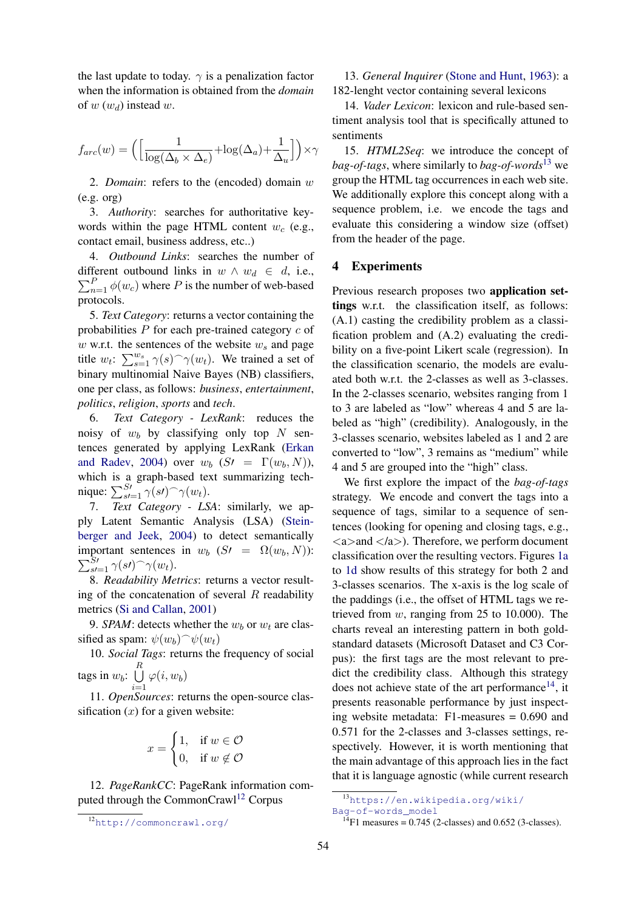the last update to today. $\gamma$ is a penalization factor when the information is obtained from the *domain* of $w$ ($w_d$) instead $w$.

$$f_{arc}(w) = \Big( \Big[ \frac{1}{\log(\Delta_b \times \Delta_e)} + \log(\Delta_a) + \frac{1}{\Delta_u} \Big] \Big) \times \gamma$$

2. *Domain*: refers to the (encoded) domain $w$ (e.g. org)

3. *Authority*: searches for authoritative keywords within the page HTML content $w_c$ (e.g., contact email, business address, etc..)

4. *Outbound Links*: searches the number of different outbound links in $w \wedge w_d \in d$, i.e., $\sum_{n=1}^{P} \phi(w_c)$ where $P$ is the number of web-based protocols.

5. *Text Category*: returns a vector containing the probabilities $P$ for each pre-trained category $c$ of $w$ w.r.t. the sentences of the website $w_s$ and page title $w_t$: $\sum_{s=1}^{w_s} \gamma(s) \frown \gamma(w_t)$. We trained a set of binary multinomial Naive Bayes (NB) classifiers, one per class, as follows: *business*, *entertainment*, *politics*, *religion*, *sports* and *tech*.

6. *Text Category - LexRank*: reduces the noisy of $w_b$ by classifying only top $N$ sentences generated by applying LexRank (Erkan and Radev, 2004) over $w_b$ ($S\prime = \Gamma(w_b, N)$), which is a graph-based text summarizing technique: $\sum_{s\prime=1}^{S\prime} \gamma(s\prime) \frown \gamma(w_t)$.

7. *Text Category - LSA*: similarly, we apply Latent Semantic Analysis (LSA) (Steinberger and Jeek, 2004) to detect semantically important sentences in $w_b$ ($S\prime = \Omega(w_b, N)$): $\sum_{s\prime=1}^{S\prime} \gamma(s\prime) \frown \gamma(w_t)$.

8. *Readability Metrics*: returns a vector resulting of the concatenation of several $R$ readability metrics (Si and Callan, 2001)

9. *SPAM*: detects whether the $w_b$ or $w_t$ are classified as spam: $\psi(w_b) \frown \psi(w_t)$

10. *Social Tags*: returns the frequency of social tags in $w_b$: $\bigcup_{i=1}^{R} \varphi(i, w_b)$

11. *OpenSources*: returns the open-source classification ($x$) for a given website:

$$x = \begin{cases} 1, & \text{if } w \in \mathcal{O} \\ 0, & \text{if } w \notin \mathcal{O} \end{cases}$$

12. *PageRankCC*: PageRank information computed through the CommonCrawl[12] Corpus

13. *General Inquirer* (Stone and Hunt, 1963): a 182-lenght vector containing several lexicons

14. *Vader Lexicon*: lexicon and rule-based sentiment analysis tool that is specifically attuned to sentiments

15. *HTML2Seq*: we introduce the concept of *bag-of-tags*, where similarly to *bag-of-words*[13] we group the HTML tag occurrences in each web site. We additionally explore this concept along with a sequence problem, i.e. we encode the tags and evaluate this considering a window size (offset) from the header of the page.

## 4 Experiments

Previous research proposes two **application settings** w.r.t. the classification itself, as follows: (A.1) casting the credibility problem as a classification problem and (A.2) evaluating the credibility on a five-point Likert scale (regression). In the classification scenario, the models are evaluated both w.r.t. the 2-classes as well as 3-classes. In the 2-classes scenario, websites ranging from 1 to 3 are labeled as "low" whereas 4 and 5 are labeled as "high" (credibility). Analogously, in the 3-classes scenario, websites labeled as 1 and 2 are converted to "low", 3 remains as "medium" while 4 and 5 are grouped into the "high" class.

We first explore the impact of the *bag-of-tags* strategy. We encode and convert the tags into a sequence of tags, similar to a sequence of sentences (looking for opening and closing tags, e.g., <a>and </a>). Therefore, we perform document classification over the resulting vectors. Figures 1a to 1d show results of this strategy for both 2 and 3-classes scenarios. The x-axis is the log scale of the paddings (i.e., the offset of HTML tags we retrieved from $w$, ranging from 25 to 10.000). The charts reveal an interesting pattern in both gold-standard datasets (Microsoft Dataset and C3 Corpus): the first tags are the most relevant to predict the credibility class. Although this strategy does not achieve state of the art performance[14], it presents reasonable performance by just inspecting website metadata: F1-measures = 0.690 and 0.571 for the 2-classes and 3-classes settings, respectively. However, it is worth mentioning that the main advantage of this approach lies in the fact that it is language agnostic (while current research

[12] http://commoncrawl.org/

[13] https://en.wikipedia.org/wiki/Bag-of-words_model

[14] F1 measures = 0.745 (2-classes) and 0.652 (3-classes).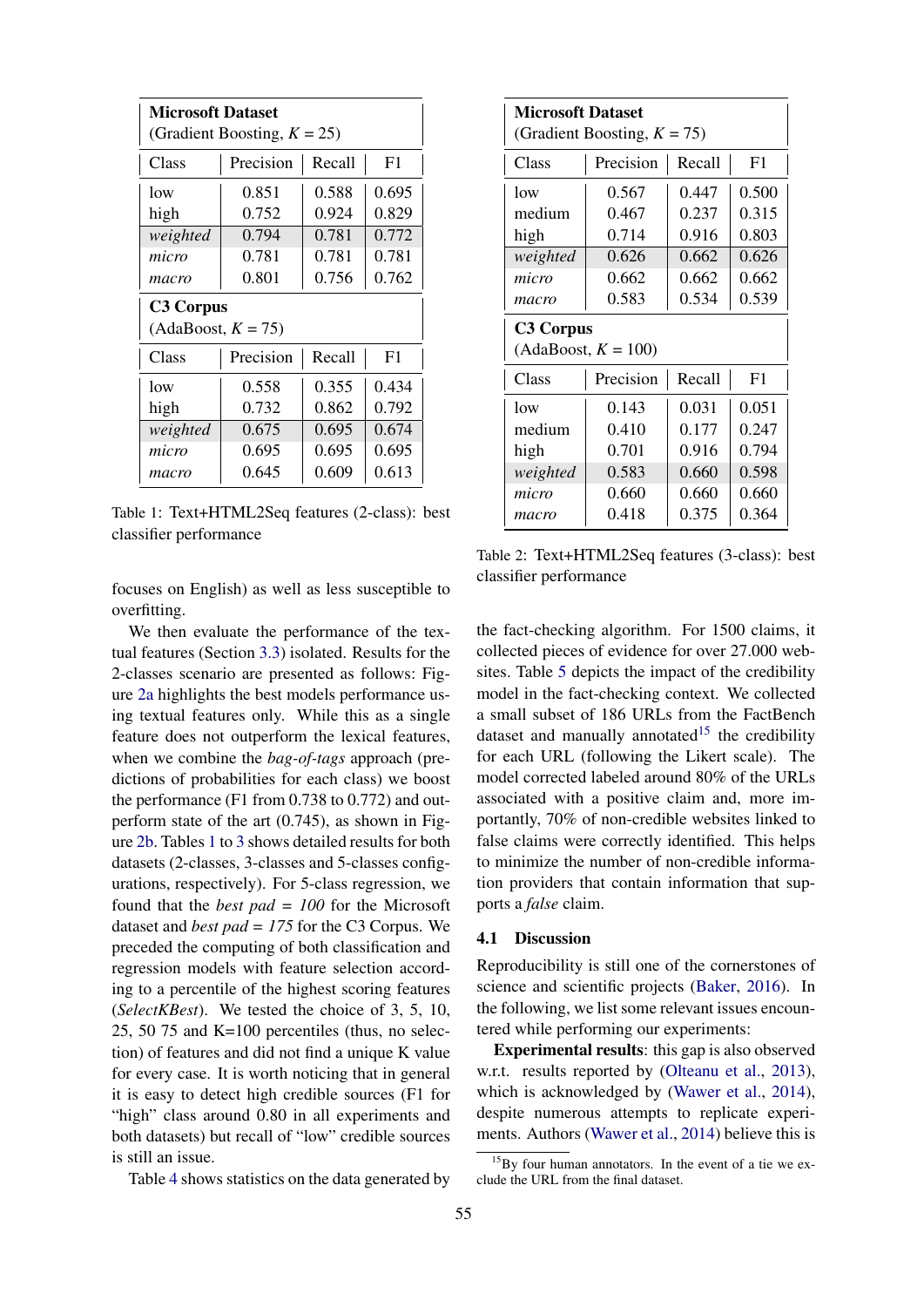| Microsoft Dataset (Gradient Boosting, $K$ = 25) | | | |
|---|---|---|---|
| Class | Precision | Recall | F1 |
| low | 0.851 | 0.588 | 0.695 |
| high | 0.752 | 0.924 | 0.829 |
| *weighted* | 0.794 | 0.781 | 0.772 |
| *micro* | 0.781 | 0.781 | 0.781 |
| *macro* | 0.801 | 0.756 | 0.762 |
| **C3 Corpus** (AdaBoost, $K$ = 75) | | | |
| Class | Precision | Recall | F1 |
| low | 0.558 | 0.355 | 0.434 |
| high | 0.732 | 0.862 | 0.792 |
| *weighted* | 0.675 | 0.695 | 0.674 |
| *micro* | 0.695 | 0.695 | 0.695 |
| *macro* | 0.645 | 0.609 | 0.613 |

Table 1: Text+HTML2Seq features (2-class): best classifier performance

| Microsoft Dataset (Gradient Boosting, $K$ = 75) | | | |
|---|---|---|---|
| Class | Precision | Recall | F1 |
| low | 0.567 | 0.447 | 0.500 |
| medium | 0.467 | 0.237 | 0.315 |
| high | 0.714 | 0.916 | 0.803 |
| *weighted* | 0.626 | 0.662 | 0.626 |
| *micro* | 0.662 | 0.662 | 0.662 |
| *macro* | 0.583 | 0.534 | 0.539 |
| **C3 Corpus** (AdaBoost, $K$ = 100) | | | |
| Class | Precision | Recall | F1 |
| low | 0.143 | 0.031 | 0.051 |
| medium | 0.410 | 0.177 | 0.247 |
| high | 0.701 | 0.916 | 0.794 |
| *weighted* | 0.583 | 0.660 | 0.598 |
| *micro* | 0.660 | 0.660 | 0.660 |
| *macro* | 0.418 | 0.375 | 0.364 |

Table 2: Text+HTML2Seq features (3-class): best classifier performance

focuses on English) as well as less susceptible to overfitting.

We then evaluate the performance of the textual features (Section 3.3) isolated. Results for the 2-classes scenario are presented as follows: Figure 2a highlights the best models performance using textual features only. While this as a single feature does not outperform the lexical features, when we combine the *bag-of-tags* approach (predictions of probabilities for each class) we boost the performance (F1 from 0.738 to 0.772) and outperform state of the art (0.745), as shown in Figure 2b. Tables 1 to 3 shows detailed results for both datasets (2-classes, 3-classes and 5-classes configurations, respectively). For 5-class regression, we found that the *best pad = 100* for the Microsoft dataset and *best pad = 175* for the C3 Corpus. We preceded the computing of both classification and regression models with feature selection according to a percentile of the highest scoring features (*SelectKBest*). We tested the choice of 3, 5, 10, 25, 50 75 and K=100 percentiles (thus, no selection) of features and did not find a unique K value for every case. It is worth noticing that in general it is easy to detect high credible sources (F1 for "high" class around 0.80 in all experiments and both datasets) but recall of "low" credible sources is still an issue.

Table 4 shows statistics on the data generated by the fact-checking algorithm. For 1500 claims, it collected pieces of evidence for over 27.000 websites. Table 5 depicts the impact of the credibility model in the fact-checking context. We collected a small subset of 186 URLs from the FactBench dataset and manually annotated[15] the credibility for each URL (following the Likert scale). The model corrected labeled around 80% of the URLs associated with a positive claim and, more importantly, 70% of non-credible websites linked to false claims were correctly identified. This helps to minimize the number of non-credible information providers that contain information that supports a *false* claim.

### 4.1 Discussion

Reproducibility is still one of the cornerstones of science and scientific projects (Baker, 2016). In the following, we list some relevant issues encountered while performing our experiments:

**Experimental results**: this gap is also observed w.r.t. results reported by (Olteanu et al., 2013), which is acknowledged by (Wawer et al., 2014), despite numerous attempts to replicate experiments. Authors (Wawer et al., 2014) believe this is

[15] By four human annotators. In the event of a tie we exclude the URL from the final dataset.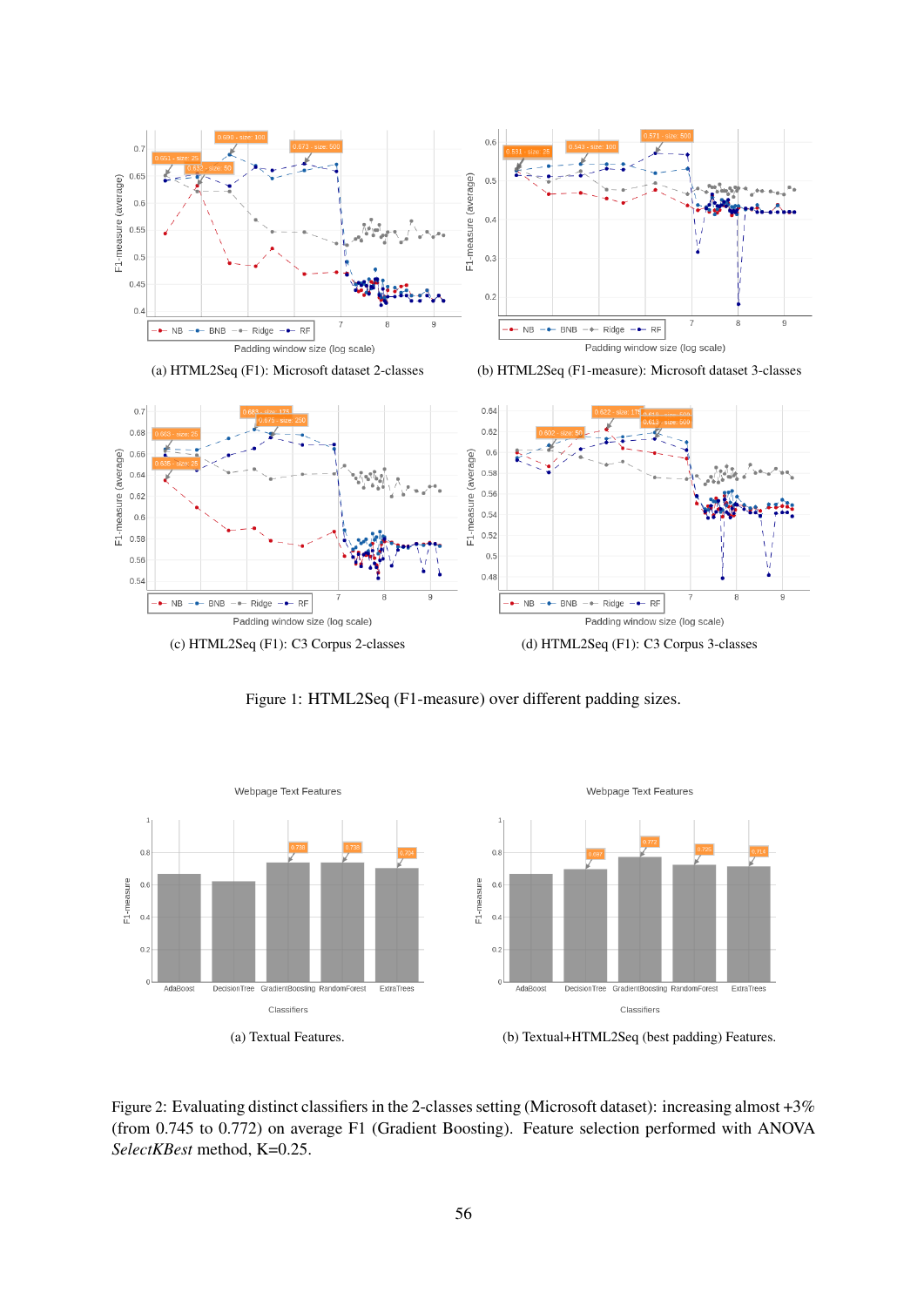(a) HTML2Seq (F1): Microsoft dataset 2-classes

(b) HTML2Seq (F1-measure): Microsoft dataset 3-classes

(c) HTML2Seq (F1): C3 Corpus 2-classes

(d) HTML2Seq (F1): C3 Corpus 3-classes

Figure 1: HTML2Seq (F1-measure) over different padding sizes.

(a) Textual Features.

(b) Textual+HTML2Seq (best padding) Features.

Figure 2: Evaluating distinct classifiers in the 2-classes setting (Microsoft dataset): increasing almost +3% (from 0.745 to 0.772) on average F1 (Gradient Boosting). Feature selection performed with ANOVA *SelectKBest* method, K=0.25.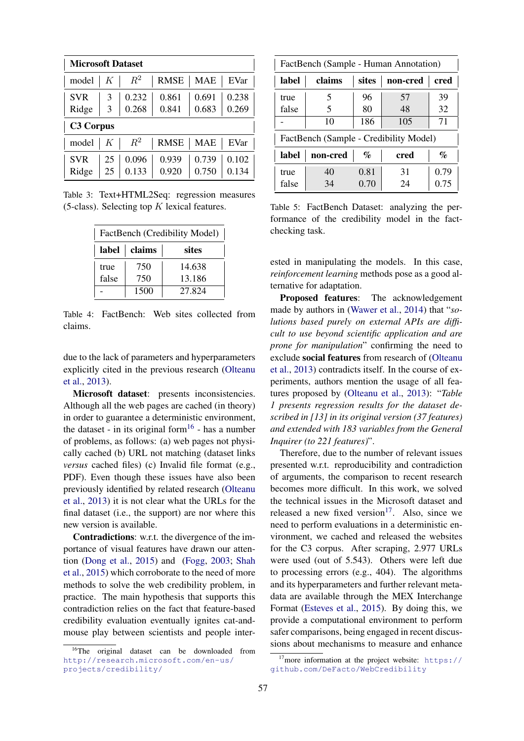| Microsoft Dataset | | | | | |
|---|---|---|---|---|---|
| model | $K$ | $R^2$ | RMSE | MAE | EVar |
| SVR | 3 | 0.232 | 0.861 | 0.691 | 0.238 |
| Ridge | 3 | 0.268 | 0.841 | 0.683 | 0.269 |
| **C3 Corpus** | | | | | |
| model | $K$ | $R^2$ | RMSE | MAE | EVar |
| SVR | 25 | 0.096 | 0.939 | 0.739 | 0.102 |
| Ridge | 25 | 0.133 | 0.920 | 0.750 | 0.134 |

Table 3: Text+HTML2Seq: regression measures (5-class). Selecting top $K$ lexical features.

| FactBench (Credibility Model) | | |
|---|---|---|
| **label** | **claims** | **sites** |
| true | 750 | 14.638 |
| false | 750 | 13.186 |
| - | 1500 | 27.824 |

Table 4: FactBench: Web sites collected from claims.

due to the lack of parameters and hyperparameters explicitly cited in the previous research (Olteanu et al., 2013).

**Microsoft dataset**: presents inconsistencies. Although all the web pages are cached (in theory) in order to guarantee a deterministic environment, the dataset - in its original form[16] - has a number of problems, as follows: (a) web pages not physically cached (b) URL not matching (dataset links *versus* cached files) (c) Invalid file format (e.g., PDF). Even though these issues have also been previously identified by related research (Olteanu et al., 2013) it is not clear what the URLs for the final dataset (i.e., the support) are nor where this new version is available.

**Contradictions**: w.r.t. the divergence of the importance of visual features have drawn our attention (Dong et al., 2015) and (Fogg, 2003; Shah et al., 2015) which corroborate to the need of more methods to solve the web credibility problem, in practice. The main hypothesis that supports this contradiction relies on the fact that feature-based credibility evaluation eventually ignites cat-and-mouse play between scientists and people interested in manipulating the models. In this case, *reinforcement learning* methods pose as a good alternative for adaptation.

| FactBench (Sample - Human Annotation) | | | | |
|---|---|---|---|---|
| **label** | **claims** | **sites** | **non-cred** | **cred** |
| true | 5 | 96 | 57 | 39 |
| false | 5 | 80 | 48 | 32 |
| - | 10 | 186 | 105 | 71 |
| **FactBench (Sample - Credibility Model)** | | | | |
| **label** | **non-cred** | **%** | **cred** | **%** |
| true | 40 | 0.81 | 31 | 0.79 |
| false | 34 | 0.70 | 24 | 0.75 |

Table 5: FactBench Dataset: analyzing the performance of the credibility model in the fact-checking task.

**Proposed features**: The acknowledgement made by authors in (Wawer et al., 2014) that "*solutions based purely on external APIs are difficult to use beyond scientific application and are prone for manipulation*" confirming the need to exclude **social features** from research of (Olteanu et al., 2013) contradicts itself. In the course of experiments, authors mention the usage of all features proposed by (Olteanu et al., 2013): "*Table 1 presents regression results for the dataset described in [13] in its original version (37 features) and extended with 183 variables from the General Inquirer (to 221 features)*".

Therefore, due to the number of relevant issues presented w.r.t. reproducibility and contradiction of arguments, the comparison to recent research becomes more difficult. In this work, we solved the technical issues in the Microsoft dataset and released a new fixed version[17]. Also, since we need to perform evaluations in a deterministic environment, we cached and released the websites for the C3 corpus. After scraping, 2.977 URLs were used (out of 5.543). Others were left due to processing errors (e.g., 404). The algorithms and its hyperparameters and further relevant metadata are available through the MEX Interchange Format (Esteves et al., 2015). By doing this, we provide a computational environment to perform safer comparisons, being engaged in recent discussions about mechanisms to measure and enhance

[16] The original dataset can be downloaded from http://research.microsoft.com/en-us/projects/credibility/

[17] more information at the project website: https://github.com/DeFacto/WebCredibility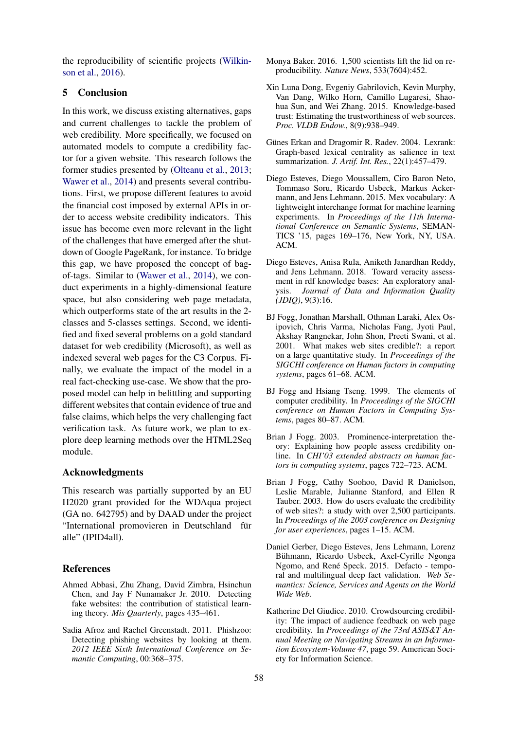the reproducibility of scientific projects (Wilkinson et al., 2016).

## 5 Conclusion

In this work, we discuss existing alternatives, gaps and current challenges to tackle the problem of web credibility. More specifically, we focused on automated models to compute a credibility factor for a given website. This research follows the former studies presented by (Olteanu et al., 2013; Wawer et al., 2014) and presents several contributions. First, we propose different features to avoid the financial cost imposed by external APIs in order to access website credibility indicators. This issue has become even more relevant in the light of the challenges that have emerged after the shutdown of Google PageRank, for instance. To bridge this gap, we have proposed the concept of bag-of-tags. Similar to (Wawer et al., 2014), we conduct experiments in a highly-dimensional feature space, but also considering web page metadata, which outperforms state of the art results in the 2-classes and 5-classes settings. Second, we identified and fixed several problems on a gold standard dataset for web credibility (Microsoft), as well as indexed several web pages for the C3 Corpus. Finally, we evaluate the impact of the model in a real fact-checking use-case. We show that the proposed model can help in belittling and supporting different websites that contain evidence of true and false claims, which helps the very challenging fact verification task. As future work, we plan to explore deep learning methods over the HTML2Seq module.

## Acknowledgments

This research was partially supported by an EU H2020 grant provided for the WDAqua project (GA no. 642795) and by DAAD under the project "International promovieren in Deutschland für alle" (IPID4all).

## References

Ahmed Abbasi, Zhu Zhang, David Zimbra, Hsinchun Chen, and Jay F Nunamaker Jr. 2010. Detecting fake websites: the contribution of statistical learning theory. *Mis Quarterly*, pages 435–461.

Sadia Afroz and Rachel Greenstadt. 2011. Phishzoo: Detecting phishing websites by looking at them. *2012 IEEE Sixth International Conference on Semantic Computing*, 00:368–375.

Monya Baker. 2016. 1,500 scientists lift the lid on reproducibility. *Nature News*, 533(7604):452.

Xin Luna Dong, Evgeniy Gabrilovich, Kevin Murphy, Van Dang, Wilko Horn, Camillo Lugaresi, Shaohua Sun, and Wei Zhang. 2015. Knowledge-based trust: Estimating the trustworthiness of web sources. *Proc. VLDB Endow.*, 8(9):938–949.

Günes Erkan and Dragomir R. Radev. 2004. Lexrank: Graph-based lexical centrality as salience in text summarization. *J. Artif. Int. Res.*, 22(1):457–479.

Diego Esteves, Diego Moussallem, Ciro Baron Neto, Tommaso Soru, Ricardo Usbeck, Markus Ackermann, and Jens Lehmann. 2015. Mex vocabulary: A lightweight interchange format for machine learning experiments. In *Proceedings of the 11th International Conference on Semantic Systems*, SEMANTICS '15, pages 169–176, New York, NY, USA. ACM.

Diego Esteves, Anisa Rula, Aniketh Janardhan Reddy, and Jens Lehmann. 2018. Toward veracity assessment in rdf knowledge bases: An exploratory analysis. *Journal of Data and Information Quality (JDIQ)*, 9(3):16.

BJ Fogg, Jonathan Marshall, Othman Laraki, Alex Osipovich, Chris Varma, Nicholas Fang, Jyoti Paul, Akshay Rangnekar, John Shon, Preeti Swani, et al. 2001. What makes web sites credible?: a report on a large quantitative study. In *Proceedings of the SIGCHI conference on Human factors in computing systems*, pages 61–68. ACM.

BJ Fogg and Hsiang Tseng. 1999. The elements of computer credibility. In *Proceedings of the SIGCHI conference on Human Factors in Computing Systems*, pages 80–87. ACM.

Brian J Fogg. 2003. Prominence-interpretation theory: Explaining how people assess credibility online. In *CHI'03 extended abstracts on human factors in computing systems*, pages 722–723. ACM.

Brian J Fogg, Cathy Soohoo, David R Danielson, Leslie Marable, Julianne Stanford, and Ellen R Tauber. 2003. How do users evaluate the credibility of web sites?: a study with over 2,500 participants. In *Proceedings of the 2003 conference on Designing for user experiences*, pages 1–15. ACM.

Daniel Gerber, Diego Esteves, Jens Lehmann, Lorenz Bühmann, Ricardo Usbeck, Axel-Cyrille Ngonga Ngomo, and René Speck. 2015. Defacto - temporal and multilingual deep fact validation. *Web Semantics: Science, Services and Agents on the World Wide Web*.

Katherine Del Giudice. 2010. Crowdsourcing credibility: The impact of audience feedback on web page credibility. In *Proceedings of the 73rd ASIS&T Annual Meeting on Navigating Streams in an Information Ecosystem-Volume 47*, page 59. American Society for Information Science.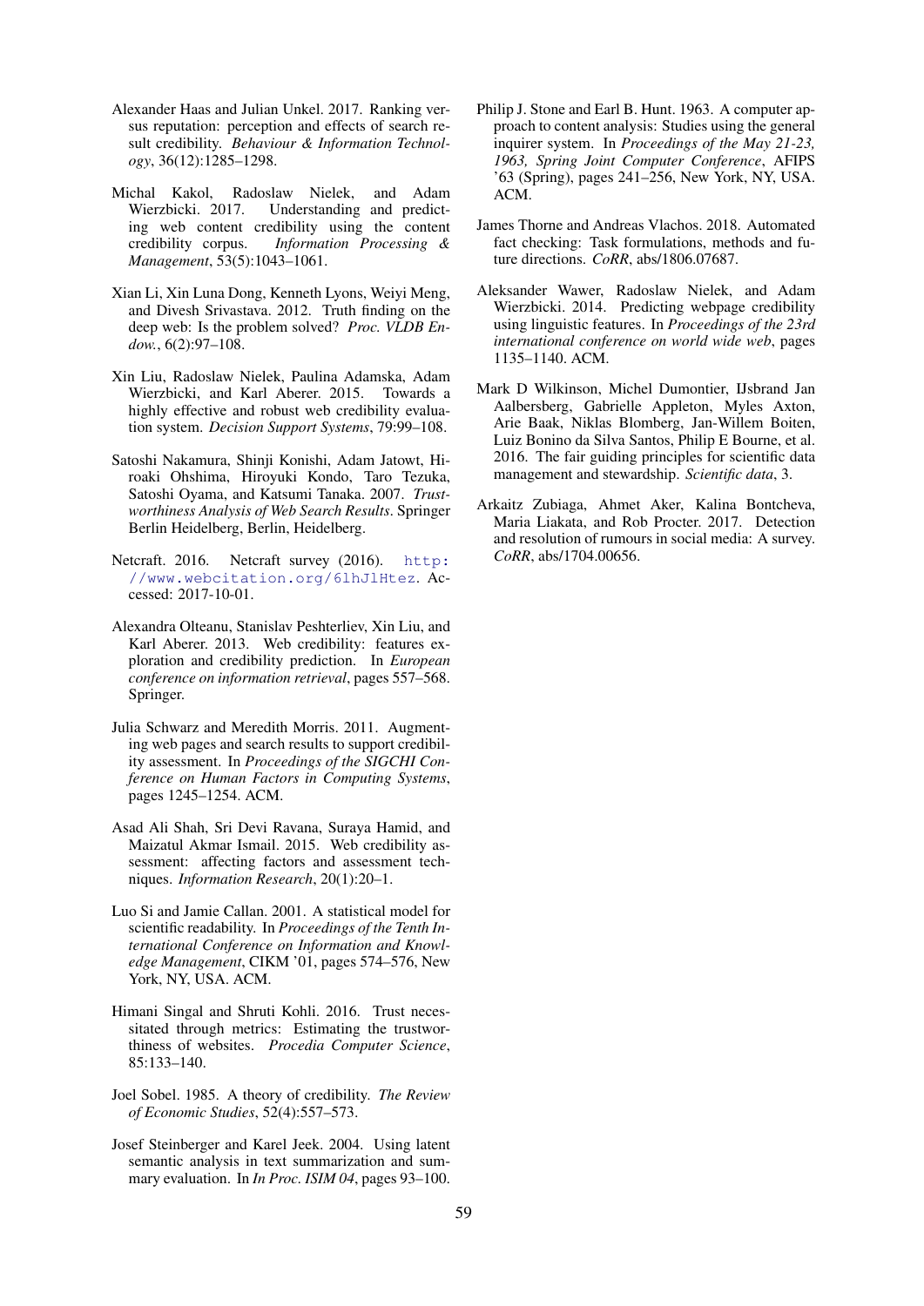Alexander Haas and Julian Unkel. 2017. Ranking versus reputation: perception and effects of search result credibility. *Behaviour & Information Technology*, 36(12):1285–1298.

Michal Kakol, Radoslaw Nielek, and Adam Wierzbicki. 2017. Understanding and predicting web content credibility using the content credibility corpus. *Information Processing & Management*, 53(5):1043–1061.

Xian Li, Xin Luna Dong, Kenneth Lyons, Weiyi Meng, and Divesh Srivastava. 2012. Truth finding on the deep web: Is the problem solved? *Proc. VLDB Endow.*, 6(2):97–108.

Xin Liu, Radoslaw Nielek, Paulina Adamska, Adam Wierzbicki, and Karl Aberer. 2015. Towards a highly effective and robust web credibility evaluation system. *Decision Support Systems*, 79:99–108.

Satoshi Nakamura, Shinji Konishi, Adam Jatowt, Hiroaki Ohshima, Hiroyuki Kondo, Taro Tezuka, Satoshi Oyama, and Katsumi Tanaka. 2007. *Trustworthiness Analysis of Web Search Results*. Springer Berlin Heidelberg, Berlin, Heidelberg.

Netcraft. 2016. Netcraft survey (2016). http://www.webcitation.org/6lhJlHtez. Accessed: 2017-10-01.

Alexandra Olteanu, Stanislav Peshterliev, Xin Liu, and Karl Aberer. 2013. Web credibility: features exploration and credibility prediction. In *European conference on information retrieval*, pages 557–568. Springer.

Julia Schwarz and Meredith Morris. 2011. Augmenting web pages and search results to support credibility assessment. In *Proceedings of the SIGCHI Conference on Human Factors in Computing Systems*, pages 1245–1254. ACM.

Asad Ali Shah, Sri Devi Ravana, Suraya Hamid, and Maizatul Akmar Ismail. 2015. Web credibility assessment: affecting factors and assessment techniques. *Information Research*, 20(1):20–1.

Luo Si and Jamie Callan. 2001. A statistical model for scientific readability. In *Proceedings of the Tenth International Conference on Information and Knowledge Management*, CIKM '01, pages 574–576, New York, NY, USA. ACM.

Himani Singal and Shruti Kohli. 2016. Trust necessitated through metrics: Estimating the trustworthiness of websites. *Procedia Computer Science*, 85:133–140.

Joel Sobel. 1985. A theory of credibility. *The Review of Economic Studies*, 52(4):557–573.

Josef Steinberger and Karel Jeek. 2004. Using latent semantic analysis in text summarization and summary evaluation. In *In Proc. ISIM 04*, pages 93–100.

Philip J. Stone and Earl B. Hunt. 1963. A computer approach to content analysis: Studies using the general inquirer system. In *Proceedings of the May 21-23, 1963, Spring Joint Computer Conference*, AFIPS '63 (Spring), pages 241–256, New York, NY, USA. ACM.

James Thorne and Andreas Vlachos. 2018. Automated fact checking: Task formulations, methods and future directions. *CoRR*, abs/1806.07687.

Aleksander Wawer, Radoslaw Nielek, and Adam Wierzbicki. 2014. Predicting webpage credibility using linguistic features. In *Proceedings of the 23rd international conference on world wide web*, pages 1135–1140. ACM.

Mark D Wilkinson, Michel Dumontier, IJsbrand Jan Aalbersberg, Gabrielle Appleton, Myles Axton, Arie Baak, Niklas Blomberg, Jan-Willem Boiten, Luiz Bonino da Silva Santos, Philip E Bourne, et al. 2016. The fair guiding principles for scientific data management and stewardship. *Scientific data*, 3.

Arkaitz Zubiaga, Ahmet Aker, Kalina Bontcheva, Maria Liakata, and Rob Procter. 2017. Detection and resolution of rumours in social media: A survey. *CoRR*, abs/1704.00656.